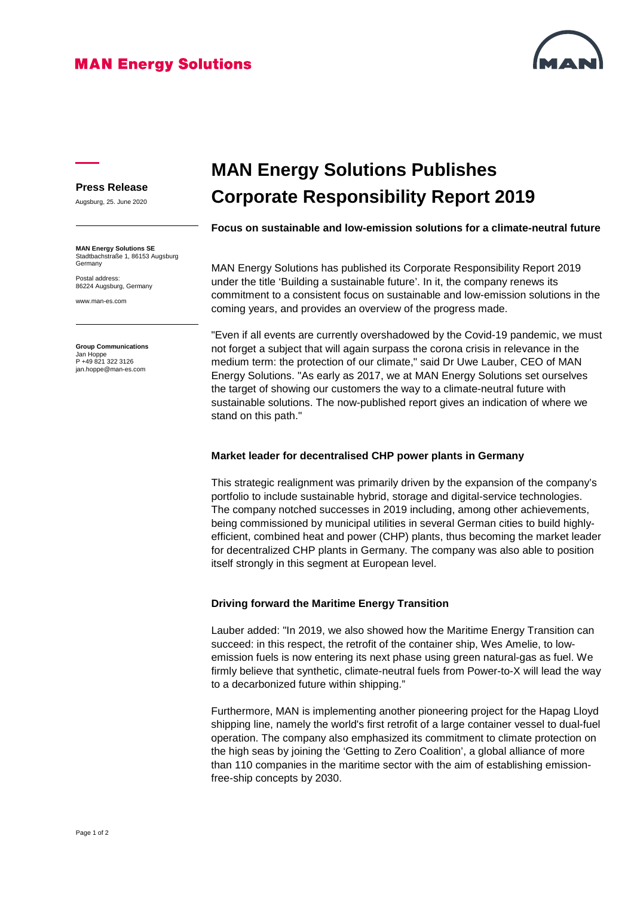# MAN Energy Solutions

**Press Release**

Augsburg, 25. June 2020

**MAN Energy Solutions SE**
Stadtbachstraße 1, 86153 Augsburg
Germany

Postal address:
86224 Augsburg, Germany

www.man-es.com

**Group Communications**
Jan Hoppe
P +49 821 322 3126
jan.hoppe@man-es.com

## MAN Energy Solutions Publishes Corporate Responsibility Report 2019

**Focus on sustainable and low-emission solutions for a climate-neutral future**

MAN Energy Solutions has published its Corporate Responsibility Report 2019 under the title 'Building a sustainable future'. In it, the company renews its commitment to a consistent focus on sustainable and low-emission solutions in the coming years, and provides an overview of the progress made.

"Even if all events are currently overshadowed by the Covid-19 pandemic, we must not forget a subject that will again surpass the corona crisis in relevance in the medium term: the protection of our climate," said Dr Uwe Lauber, CEO of MAN Energy Solutions. "As early as 2017, we at MAN Energy Solutions set ourselves the target of showing our customers the way to a climate-neutral future with sustainable solutions. The now-published report gives an indication of where we stand on this path."

### Market leader for decentralised CHP power plants in Germany

This strategic realignment was primarily driven by the expansion of the company's portfolio to include sustainable hybrid, storage and digital-service technologies. The company notched successes in 2019 including, among other achievements, being commissioned by municipal utilities in several German cities to build highly-efficient, combined heat and power (CHP) plants, thus becoming the market leader for decentralized CHP plants in Germany. The company was also able to position itself strongly in this segment at European level.

### Driving forward the Maritime Energy Transition

Lauber added: "In 2019, we also showed how the Maritime Energy Transition can succeed: in this respect, the retrofit of the container ship, Wes Amelie, to low-emission fuels is now entering its next phase using green natural-gas as fuel. We firmly believe that synthetic, climate-neutral fuels from Power-to-X will lead the way to a decarbonized future within shipping."

Furthermore, MAN is implementing another pioneering project for the Hapag Lloyd shipping line, namely the world's first retrofit of a large container vessel to dual-fuel operation. The company also emphasized its commitment to climate protection on the high seas by joining the 'Getting to Zero Coalition', a global alliance of more than 110 companies in the maritime sector with the aim of establishing emission-free-ship concepts by 2030.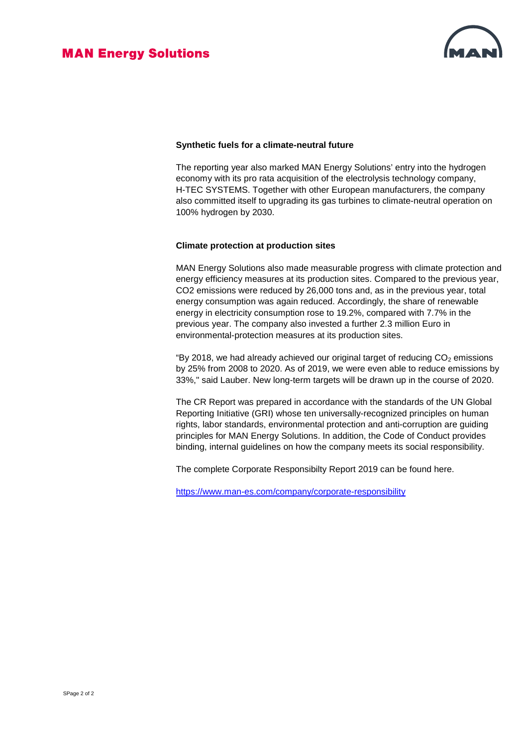**Synthetic fuels for a climate-neutral future**

The reporting year also marked MAN Energy Solutions' entry into the hydrogen economy with its pro rata acquisition of the electrolysis technology company, H-TEC SYSTEMS. Together with other European manufacturers, the company also committed itself to upgrading its gas turbines to climate-neutral operation on 100% hydrogen by 2030.

**Climate protection at production sites**

MAN Energy Solutions also made measurable progress with climate protection and energy efficiency measures at its production sites. Compared to the previous year, CO2 emissions were reduced by 26,000 tons and, as in the previous year, total energy consumption was again reduced. Accordingly, the share of renewable energy in electricity consumption rose to 19.2%, compared with 7.7% in the previous year. The company also invested a further 2.3 million Euro in environmental-protection measures at its production sites.

"By 2018, we had already achieved our original target of reducing $CO_2$ emissions by 25% from 2008 to 2020. As of 2019, we were even able to reduce emissions by 33%," said Lauber. New long-term targets will be drawn up in the course of 2020.

The CR Report was prepared in accordance with the standards of the UN Global Reporting Initiative (GRI) whose ten universally-recognized principles on human rights, labor standards, environmental protection and anti-corruption are guiding principles for MAN Energy Solutions. In addition, the Code of Conduct provides binding, internal guidelines on how the company meets its social responsibility.

The complete Corporate Responsibilty Report 2019 can be found here.

https://www.man-es.com/company/corporate-responsibility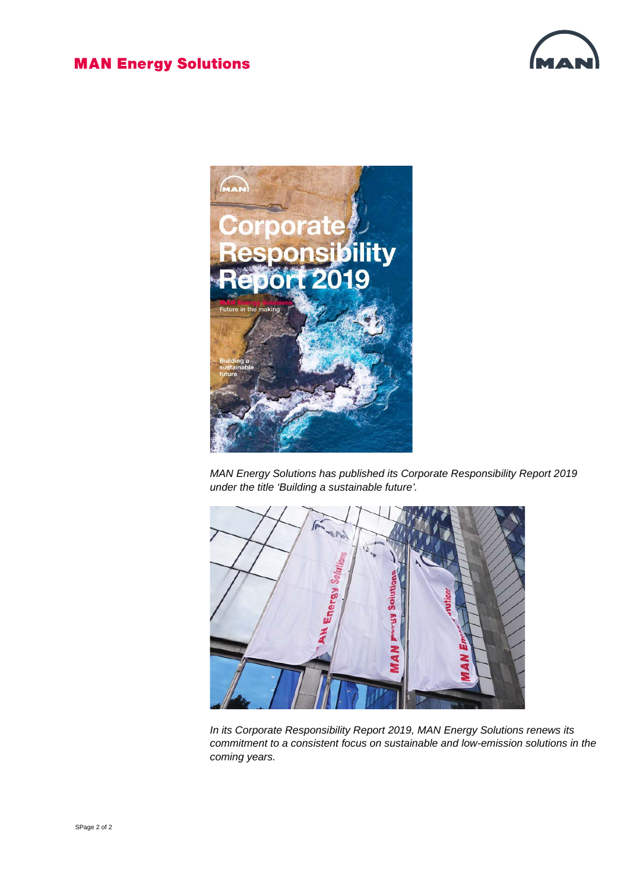*MAN Energy Solutions has published its Corporate Responsibility Report 2019 under the title 'Building a sustainable future'.*

*In its Corporate Responsibility Report 2019, MAN Energy Solutions renews its commitment to a consistent focus on sustainable and low-emission solutions in the coming years.*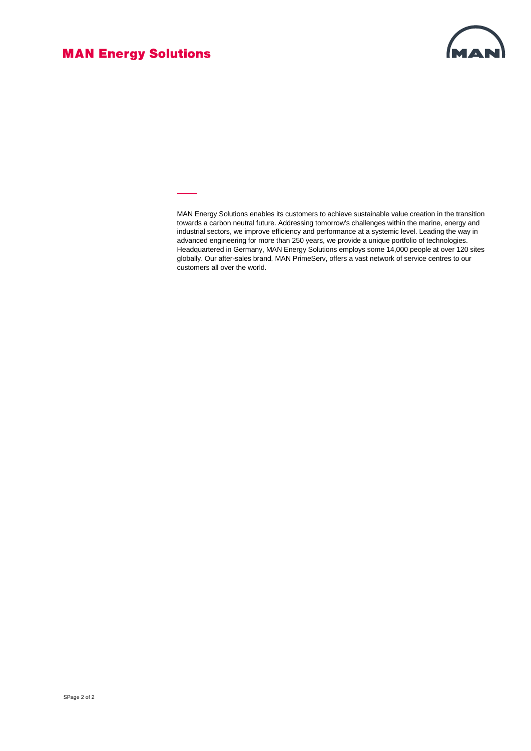MAN Energy Solutions enables its customers to achieve sustainable value creation in the transition towards a carbon neutral future. Addressing tomorrow's challenges within the marine, energy and industrial sectors, we improve efficiency and performance at a systemic level. Leading the way in advanced engineering for more than 250 years, we provide a unique portfolio of technologies. Headquartered in Germany, MAN Energy Solutions employs some 14,000 people at over 120 sites globally. Our after-sales brand, MAN PrimeServ, offers a vast network of service centres to our customers all over the world.